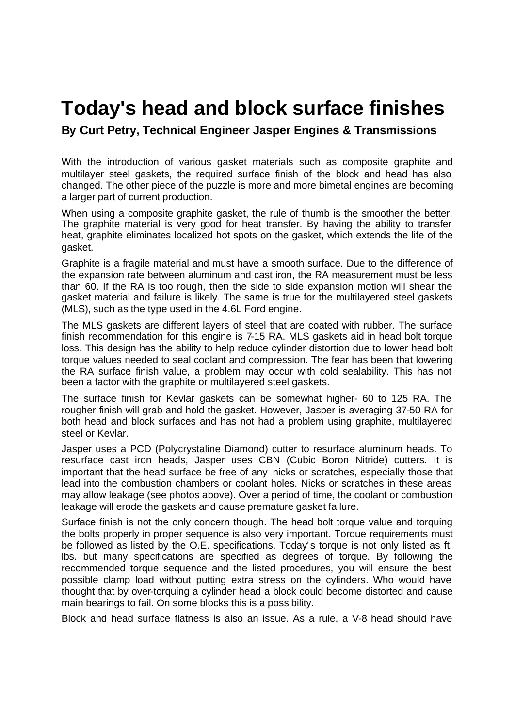# Today's head and block surface finishes

**By Curt Petry, Technical Engineer Jasper Engines & Transmissions**

With the introduction of various gasket materials such as composite graphite and multilayer steel gaskets, the required surface finish of the block and head has also changed. The other piece of the puzzle is more and more bimetal engines are becoming a larger part of current production.

When using a composite graphite gasket, the rule of thumb is the smoother the better. The graphite material is very good for heat transfer. By having the ability to transfer heat, graphite eliminates localized hot spots on the gasket, which extends the life of the gasket.

Graphite is a fragile material and must have a smooth surface. Due to the difference of the expansion rate between aluminum and cast iron, the RA measurement must be less than 60. If the RA is too rough, then the side to side expansion motion will shear the gasket material and failure is likely. The same is true for the multilayered steel gaskets (MLS), such as the type used in the 4.6L Ford engine.

The MLS gaskets are different layers of steel that are coated with rubber. The surface finish recommendation for this engine is 7-15 RA. MLS gaskets aid in head bolt torque loss. This design has the ability to help reduce cylinder distortion due to lower head bolt torque values needed to seal coolant and compression. The fear has been that lowering the RA surface finish value, a problem may occur with cold sealability. This has not been a factor with the graphite or multilayered steel gaskets.

The surface finish for Kevlar gaskets can be somewhat higher- 60 to 125 RA. The rougher finish will grab and hold the gasket. However, Jasper is averaging 37-50 RA for both head and block surfaces and has not had a problem using graphite, multilayered steel or Kevlar.

Jasper uses a PCD (Polycrystaline Diamond) cutter to resurface aluminum heads. To resurface cast iron heads, Jasper uses CBN (Cubic Boron Nitride) cutters. It is important that the head surface be free of any nicks or scratches, especially those that lead into the combustion chambers or coolant holes. Nicks or scratches in these areas may allow leakage (see photos above). Over a period of time, the coolant or combustion leakage will erode the gaskets and cause premature gasket failure.

Surface finish is not the only concern though. The head bolt torque value and torquing the bolts properly in proper sequence is also very important. Torque requirements must be followed as listed by the O.E. specifications. Today's torque is not only listed as ft. lbs. but many specifications are specified as degrees of torque. By following the recommended torque sequence and the listed procedures, you will ensure the best possible clamp load without putting extra stress on the cylinders. Who would have thought that by over-torquing a cylinder head a block could become distorted and cause main bearings to fail. On some blocks this is a possibility.

Block and head surface flatness is also an issue. As a rule, a V-8 head should have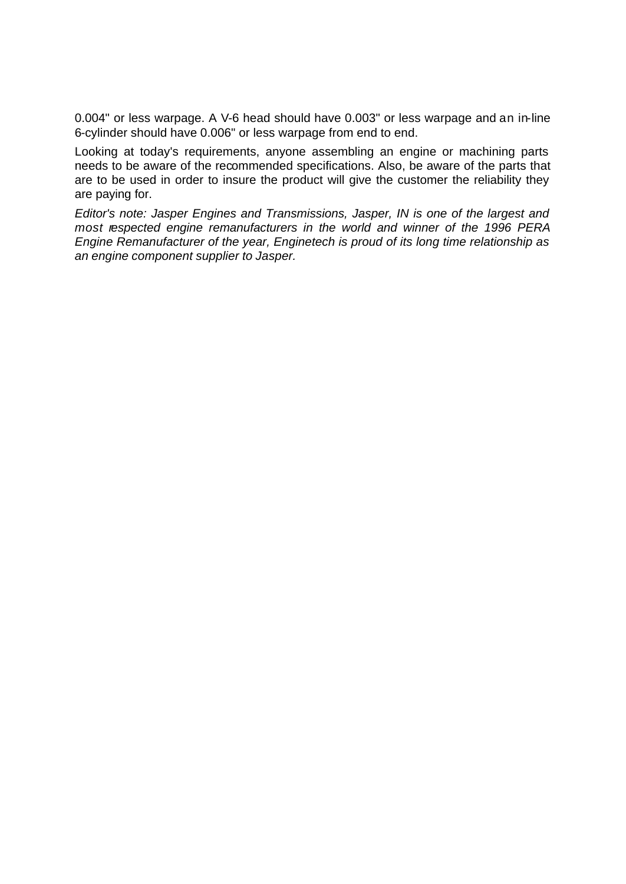0.004" or less warpage. A V-6 head should have 0.003" or less warpage and an in-line 6-cylinder should have 0.006" or less warpage from end to end.

Looking at today's requirements, anyone assembling an engine or machining parts needs to be aware of the recommended specifications. Also, be aware of the parts that are to be used in order to insure the product will give the customer the reliability they are paying for.

*Editor's note: Jasper Engines and Transmissions, Jasper, IN is one of the largest and most respected engine remanufacturers in the world and winner of the 1996 PERA Engine Remanufacturer of the year, Enginetech is proud of its long time relationship as an engine component supplier to Jasper.*